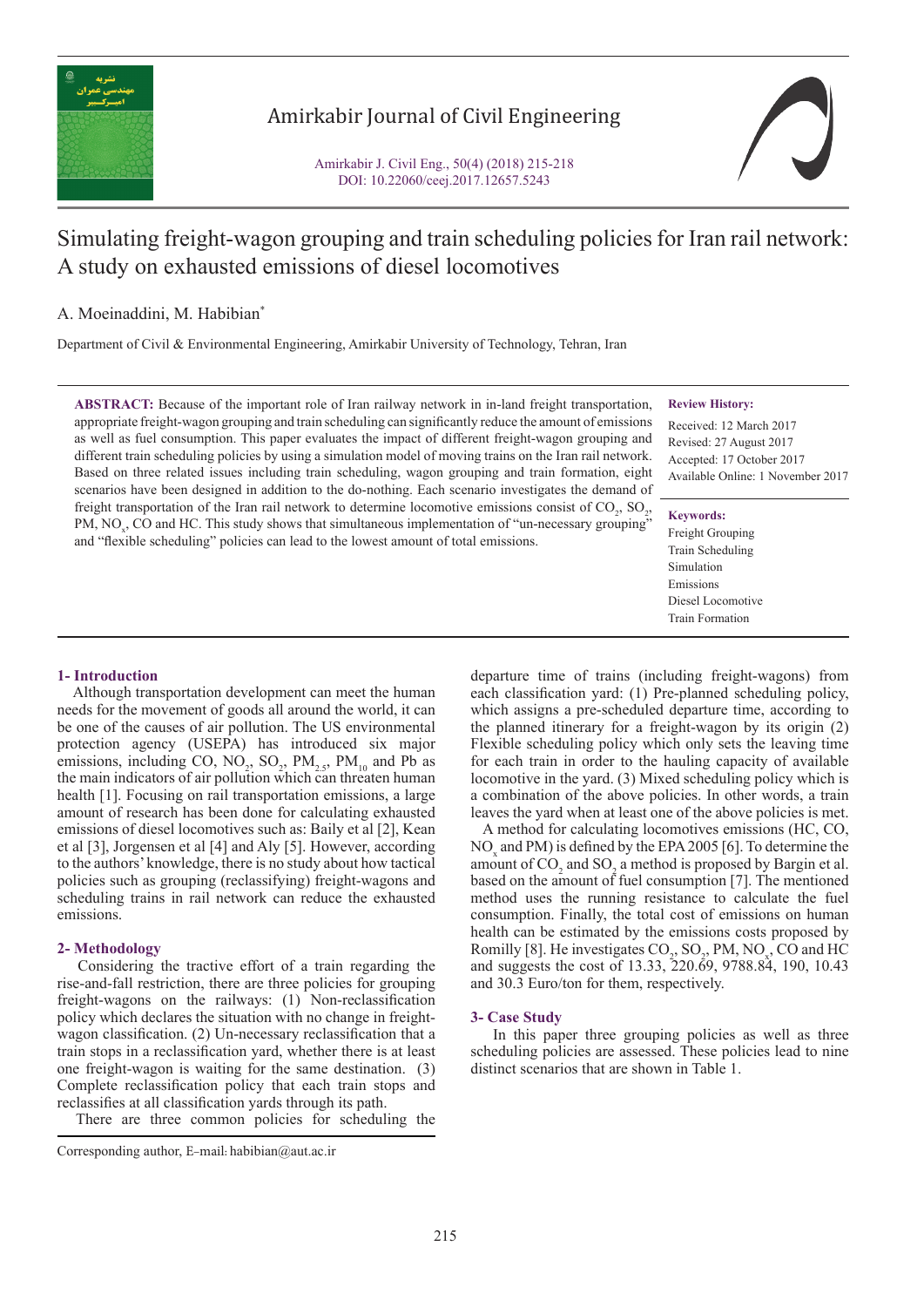Amirkabir Journal of Civil Engineering

Amirkabir J. Civil Eng., 50(4) (2018) 215-218
DOI: 10.22060/ceej.2017.12657.5243

# Simulating freight-wagon grouping and train scheduling policies for Iran rail network: A study on exhausted emissions of diesel locomotives

A. Moeinaddini, M. Habibian*

Department of Civil & Environmental Engineering, Amirkabir University of Technology, Tehran, Iran

**ABSTRACT:** Because of the important role of Iran railway network in in-land freight transportation, appropriate freight-wagon grouping and train scheduling can significantly reduce the amount of emissions as well as fuel consumption. This paper evaluates the impact of different freight-wagon grouping and different train scheduling policies by using a simulation model of moving trains on the Iran rail network. Based on three related issues including train scheduling, wagon grouping and train formation, eight scenarios have been designed in addition to the do-nothing. Each scenario investigates the demand of freight transportation of the Iran rail network to determine locomotive emissions consist of $CO_2$, $SO_2$, PM, $NO_x$, CO and HC. This study shows that simultaneous implementation of "un-necessary grouping" and "flexible scheduling" policies can lead to the lowest amount of total emissions.

**Review History:**

Received: 12 March 2017
Revised: 27 August 2017
Accepted: 17 October 2017
Available Online: 1 November 2017

**Keywords:**

Freight Grouping
Train Scheduling
Simulation
Emissions
Diesel Locomotive
Train Formation

## 1- Introduction

Although transportation development can meet the human needs for the movement of goods all around the world, it can be one of the causes of air pollution. The US environmental protection agency (USEPA) has introduced six major emissions, including CO, $NO_2$, $SO_2$, $PM_{2.5}$, $PM_{10}$ and Pb as the main indicators of air pollution which can threaten human health [1]. Focusing on rail transportation emissions, a large amount of research has been done for calculating exhausted emissions of diesel locomotives such as: Baily et al [2], Kean et al [3], Jorgensen et al [4] and Aly [5]. However, according to the authors' knowledge, there is no study about how tactical policies such as grouping (reclassifying) freight-wagons and scheduling trains in rail network can reduce the exhausted emissions.

## 2- Methodology

Considering the tractive effort of a train regarding the rise-and-fall restriction, there are three policies for grouping freight-wagons on the railways: (1) Non-reclassification policy which declares the situation with no change in freight-wagon classification. (2) Un-necessary reclassification that a train stops in a reclassification yard, whether there is at least one freight-wagon is waiting for the same destination. (3) Complete reclassification policy that each train stops and reclassifies at all classification yards through its path.

There are three common policies for scheduling the departure time of trains (including freight-wagons) from each classification yard: (1) Pre-planned scheduling policy, which assigns a pre-scheduled departure time, according to the planned itinerary for a freight-wagon by its origin (2) Flexible scheduling policy which only sets the leaving time for each train in order to the hauling capacity of available locomotive in the yard. (3) Mixed scheduling policy which is a combination of the above policies. In other words, a train leaves the yard when at least one of the above policies is met.

A method for calculating locomotives emissions (HC, CO, $NO_x$ and PM) is defined by the EPA 2005 [6]. To determine the amount of $CO_2$ and $SO_2$ a method is proposed by Bargin et al. based on the amount of fuel consumption [7]. The mentioned method uses the running resistance to calculate the fuel consumption. Finally, the total cost of emissions on human health can be estimated by the emissions costs proposed by Romilly [8]. He investigates $CO_2$, $SO_2$, PM, $NO_x$, CO and HC and suggests the cost of 13.33, 220.69, 9788.84, 190, 10.43 and 30.3 Euro/ton for them, respectively.

## 3- Case Study

In this paper three grouping policies as well as three scheduling policies are assessed. These policies lead to nine distinct scenarios that are shown in Table 1.

Corresponding author, E-mail: habibian@aut.ac.ir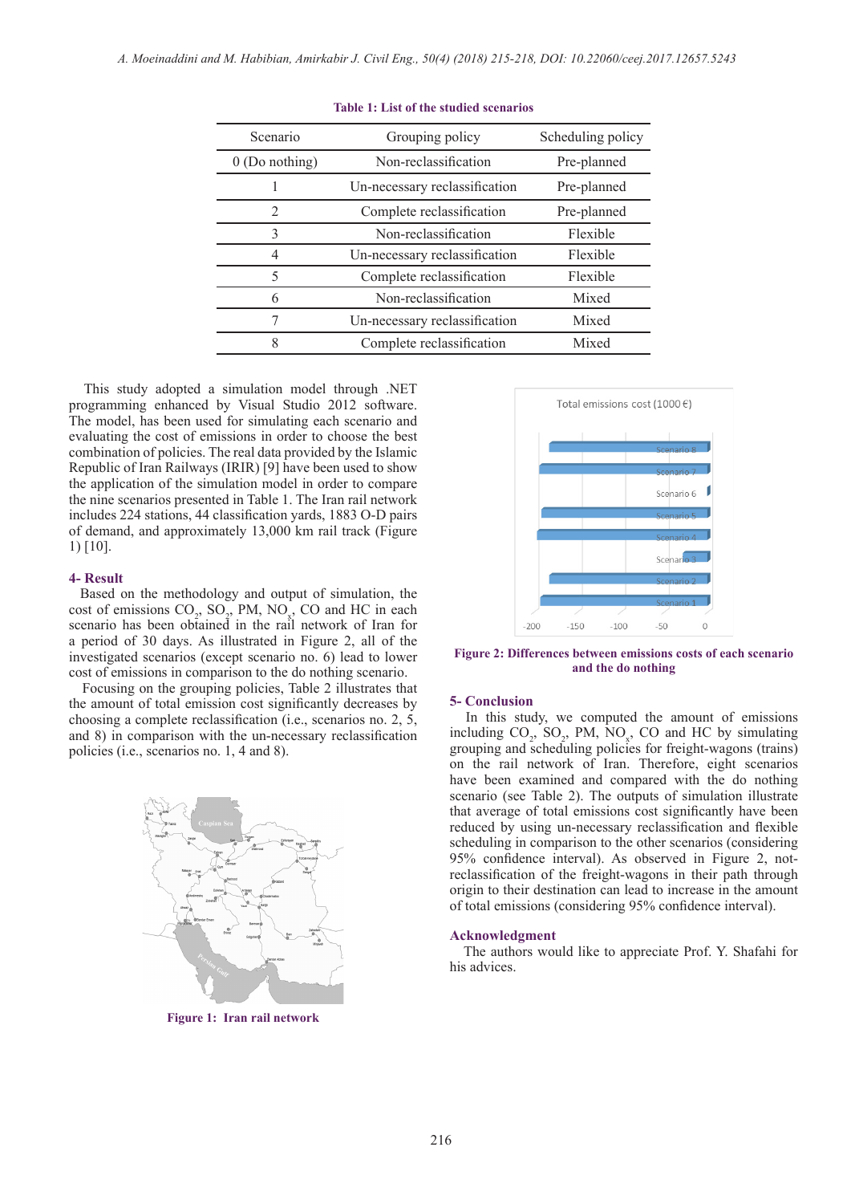Table 1: List of the studied scenarios

| Scenario | Grouping policy | Scheduling policy |
|---|---|---|
| 0 (Do nothing) | Non-reclassification | Pre-planned |
| 1 | Un-necessary reclassification | Pre-planned |
| 2 | Complete reclassification | Pre-planned |
| 3 | Non-reclassification | Flexible |
| 4 | Un-necessary reclassification | Flexible |
| 5 | Complete reclassification | Flexible |
| 6 | Non-reclassification | Mixed |
| 7 | Un-necessary reclassification | Mixed |
| 8 | Complete reclassification | Mixed |

This study adopted a simulation model through .NET programming enhanced by Visual Studio 2012 software. The model, has been used for simulating each scenario and evaluating the cost of emissions in order to choose the best combination of policies. The real data provided by the Islamic Republic of Iran Railways (IRIR) [9] have been used to show the application of the simulation model in order to compare the nine scenarios presented in Table 1. The Iran rail network includes 224 stations, 44 classification yards, 1883 O-D pairs of demand, and approximately 13,000 km rail track (Figure 1) [10].

## 4- Result

Based on the methodology and output of simulation, the cost of emissions $CO_2$, $SO_2$, PM, $NO_x$, CO and HC in each scenario has been obtained in the rail network of Iran for a period of 30 days. As illustrated in Figure 2, all of the investigated scenarios (except scenario no. 6) lead to lower cost of emissions in comparison to the do nothing scenario.

Focusing on the grouping policies, Table 2 illustrates that the amount of total emission cost significantly decreases by choosing a complete reclassification (i.e., scenarios no. 2, 5, and 8) in comparison with the un-necessary reclassification policies (i.e., scenarios no. 1, 4 and 8).

Figure 1: Iran rail network

Figure 2: Differences between emissions costs of each scenario and the do nothing

## 5- Conclusion

In this study, we computed the amount of emissions including $CO_2$, $SO_2$, PM, $NO_x$, CO and HC by simulating grouping and scheduling policies for freight-wagons (trains) on the rail network of Iran. Therefore, eight scenarios have been examined and compared with the do nothing scenario (see Table 2). The outputs of simulation illustrate that average of total emissions cost significantly have been reduced by using un-necessary reclassification and flexible scheduling in comparison to the other scenarios (considering 95% confidence interval). As observed in Figure 2, not-reclassification of the freight-wagons in their path through origin to their destination can lead to increase in the amount of total emissions (considering 95% confidence interval).

## Acknowledgment

The authors would like to appreciate Prof. Y. Shafahi for his advices.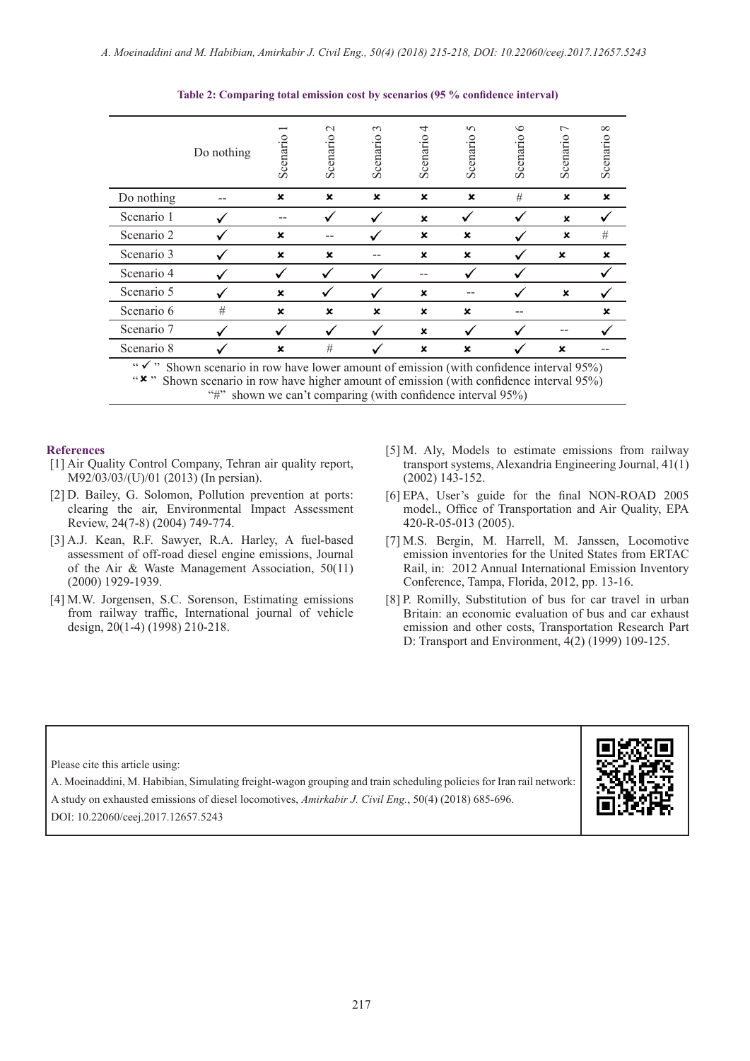**Table 2: Comparing total emission cost by scenarios (95 % confidence interval)**

| | Do nothing | Scenario 1 | Scenario 2 | Scenario 3 | Scenario 4 | Scenario 5 | Scenario 6 | Scenario 7 | Scenario 8 |
|---|---|---|---|---|---|---|---|---|---|
| Do nothing | -- | ✗ | ✗ | ✗ | ✗ | ✗ | # | ✗ | ✗ |
| Scenario 1 | ✓ | -- | ✓ | ✓ | ✗ | ✓ | ✓ | ✗ | ✓ |
| Scenario 2 | ✓ | ✗ | -- | ✓ | ✗ | ✗ | ✓ | ✗ | # |
| Scenario 3 | ✓ | ✗ | ✗ | -- | ✗ | ✗ | ✓ | ✗ | ✗ |
| Scenario 4 | ✓ | ✓ | ✓ | ✓ | -- | ✓ | ✓ | | ✓ |
| Scenario 5 | ✓ | ✗ | ✓ | ✓ | ✗ | -- | ✓ | ✗ | ✓ |
| Scenario 6 | # | ✗ | ✗ | ✗ | ✗ | ✗ | -- | | ✗ |
| Scenario 7 | ✓ | ✓ | ✓ | ✓ | ✗ | ✓ | ✓ | -- | ✓ |
| Scenario 8 | ✓ | ✗ | # | ✓ | ✗ | ✗ | ✓ | ✗ | -- |

" ✓ " Shown scenario in row have lower amount of emission (with confidence interval 95%)
" ✗ " Shown scenario in row have higher amount of emission (with confidence interval 95%)
"#" shown we can't comparing (with confidence interval 95%)

## References

[1] Air Quality Control Company, Tehran air quality report, M92/03/03/(U)/01 (2013) (In persian).

[2] D. Bailey, G. Solomon, Pollution prevention at ports: clearing the air, Environmental Impact Assessment Review, 24(7-8) (2004) 749-774.

[3] A.J. Kean, R.F. Sawyer, R.A. Harley, A fuel-based assessment of off-road diesel engine emissions, Journal of the Air & Waste Management Association, 50(11) (2000) 1929-1939.

[4] M.W. Jorgensen, S.C. Sorenson, Estimating emissions from railway traffic, International journal of vehicle design, 20(1-4) (1998) 210-218.

[5] M. Aly, Models to estimate emissions from railway transport systems, Alexandria Engineering Journal, 41(1) (2002) 143-152.

[6] EPA, User's guide for the final NON-ROAD 2005 model., Office of Transportation and Air Quality, EPA 420-R-05-013 (2005).

[7] M.S. Bergin, M. Harrell, M. Janssen, Locomotive emission inventories for the United States from ERTAC Rail, in: 2012 Annual International Emission Inventory Conference, Tampa, Florida, 2012, pp. 13-16.

[8] P. Romilly, Substitution of bus for car travel in urban Britain: an economic evaluation of bus and car exhaust emission and other costs, Transportation Research Part D: Transport and Environment, 4(2) (1999) 109-125.

Please cite this article using:
A. Moeinaddini, M. Habibian, Simulating freight-wagon grouping and train scheduling policies for Iran rail network: A study on exhausted emissions of diesel locomotives, *Amirkabir J. Civil Eng.*, 50(4) (2018) 685-696.
DOI: 10.22060/ceej.2017.12657.5243